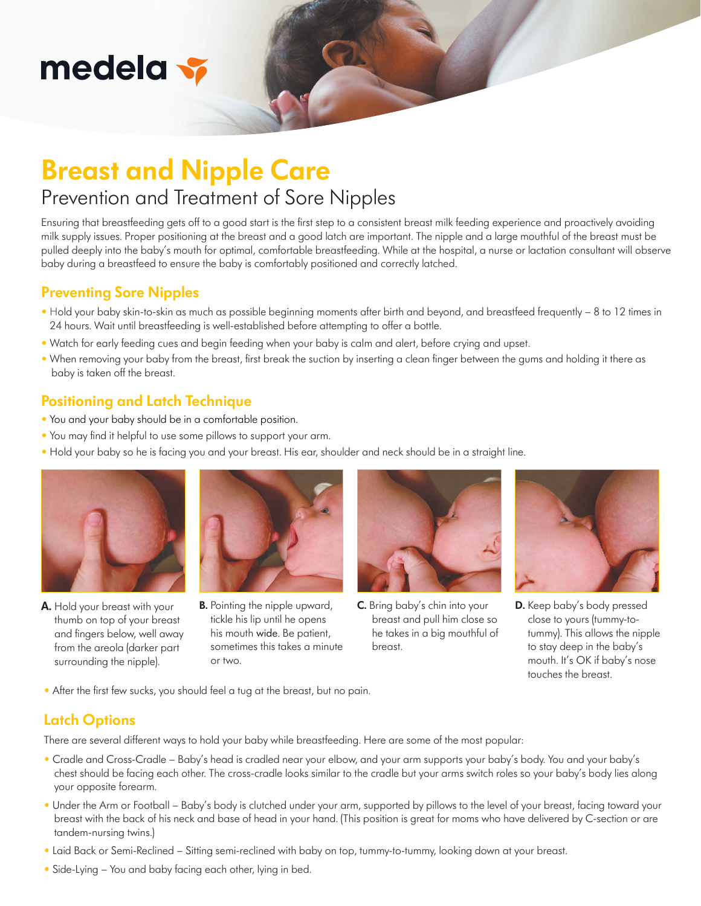medela

# Breast and Nipple Care

## Prevention and Treatment of Sore Nipples

Ensuring that breastfeeding gets off to a good start is the first step to a consistent breast milk feeding experience and proactively avoiding milk supply issues. Proper positioning at the breast and a good latch are important. The nipple and a large mouthful of the breast must be pulled deeply into the baby's mouth for optimal, comfortable breastfeeding. While at the hospital, a nurse or lactation consultant will observe baby during a breastfeed to ensure the baby is comfortably positioned and correctly latched.

### Preventing Sore Nipples

- Hold your baby skin-to-skin as much as possible beginning moments after birth and beyond, and breastfeed frequently – 8 to 12 times in 24 hours. Wait until breastfeeding is well-established before attempting to offer a bottle.
- Watch for early feeding cues and begin feeding when your baby is calm and alert, before crying and upset.
- When removing your baby from the breast, first break the suction by inserting a clean finger between the gums and holding it there as baby is taken off the breast.

### Positioning and Latch Technique

- You and your baby should be in a comfortable position.
- You may find it helpful to use some pillows to support your arm.
- Hold your baby so he is facing you and your breast. His ear, shoulder and neck should be in a straight line.

**A.** Hold your breast with your thumb on top of your breast and fingers below, well away from the areola (darker part surrounding the nipple).

**B.** Pointing the nipple upward, tickle his lip until he opens his mouth wide. Be patient, sometimes this takes a minute or two.

**C.** Bring baby's chin into your breast and pull him close so he takes in a big mouthful of breast.

**D.** Keep baby's body pressed close to yours (tummy-to-tummy). This allows the nipple to stay deep in the baby's mouth. It's OK if baby's nose touches the breast.

- After the first few sucks, you should feel a tug at the breast, but no pain.

### Latch Options

There are several different ways to hold your baby while breastfeeding. Here are some of the most popular:

- Cradle and Cross-Cradle – Baby's head is cradled near your elbow, and your arm supports your baby's body. You and your baby's chest should be facing each other. The cross-cradle looks similar to the cradle but your arms switch roles so your baby's body lies along your opposite forearm.
- Under the Arm or Football – Baby's body is clutched under your arm, supported by pillows to the level of your breast, facing toward your breast with the back of his neck and base of head in your hand. (This position is great for moms who have delivered by C-section or are tandem-nursing twins.)
- Laid Back or Semi-Reclined – Sitting semi-reclined with baby on top, tummy-to-tummy, looking down at your breast.
- Side-Lying – You and baby facing each other, lying in bed.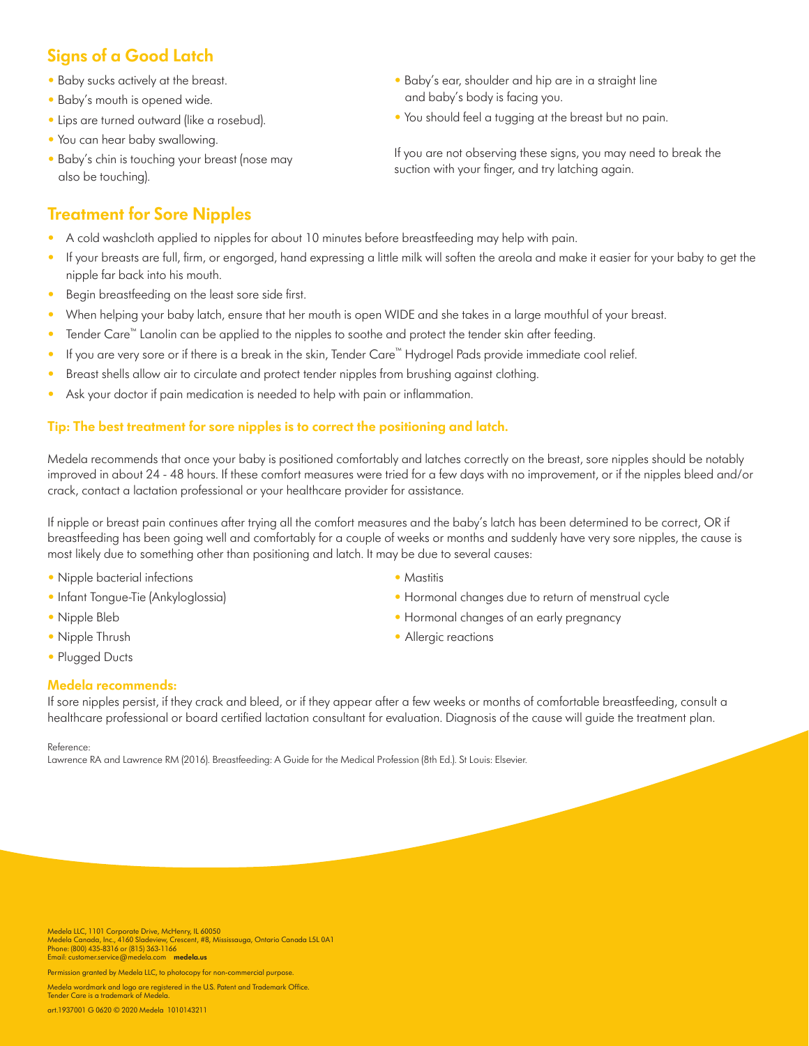## Signs of a Good Latch

- Baby sucks actively at the breast.
- Baby's mouth is opened wide.
- Lips are turned outward (like a rosebud).
- You can hear baby swallowing.
- Baby's chin is touching your breast (nose may also be touching).
- Baby's ear, shoulder and hip are in a straight line and baby's body is facing you.
- You should feel a tugging at the breast but no pain.

If you are not observing these signs, you may need to break the suction with your finger, and try latching again.

## Treatment for Sore Nipples

- A cold washcloth applied to nipples for about 10 minutes before breastfeeding may help with pain.
- If your breasts are full, firm, or engorged, hand expressing a little milk will soften the areola and make it easier for your baby to get the nipple far back into his mouth.
- Begin breastfeeding on the least sore side first.
- When helping your baby latch, ensure that her mouth is open WIDE and she takes in a large mouthful of your breast.
- Tender Care™ Lanolin can be applied to the nipples to soothe and protect the tender skin after feeding.
- If you are very sore or if there is a break in the skin, Tender Care™ Hydrogel Pads provide immediate cool relief.
- Breast shells allow air to circulate and protect tender nipples from brushing against clothing.
- Ask your doctor if pain medication is needed to help with pain or inflammation.

**Tip: The best treatment for sore nipples is to correct the positioning and latch.**

Medela recommends that once your baby is positioned comfortably and latches correctly on the breast, sore nipples should be notably improved in about 24 - 48 hours. If these comfort measures were tried for a few days with no improvement, or if the nipples bleed and/or crack, contact a lactation professional or your healthcare provider for assistance.

If nipple or breast pain continues after trying all the comfort measures and the baby's latch has been determined to be correct, OR if breastfeeding has been going well and comfortably for a couple of weeks or months and suddenly have very sore nipples, the cause is most likely due to something other than positioning and latch. It may be due to several causes:

- Nipple bacterial infections
- Infant Tongue-Tie (Ankyloglossia)
- Nipple Bleb
- Nipple Thrush
- Plugged Ducts
- Mastitis
- Hormonal changes due to return of menstrual cycle
- Hormonal changes of an early pregnancy
- Allergic reactions

**Medela recommends:**

If sore nipples persist, if they crack and bleed, or if they appear after a few weeks or months of comfortable breastfeeding, consult a healthcare professional or board certified lactation consultant for evaluation. Diagnosis of the cause will guide the treatment plan.

Reference:
Lawrence RA and Lawrence RM (2016). Breastfeeding: A Guide for the Medical Profession (8th Ed.). St Louis: Elsevier.

Medela LLC, 1101 Corporate Drive, McHenry, IL 60050
Medela Canada, Inc., 4160 Sladeview, Crescent, #8, Mississauga, Ontario Canada L5L 0A1
Phone: (800) 435-8316 or (815) 363-1166
Email: customer.service@medela.com **medela.us**

Permission granted by Medela LLC, to photocopy for non-commercial purpose.

Medela wordmark and logo are registered in the U.S. Patent and Trademark Office.
Tender Care is a trademark of Medela.

art.1937001 G 0620 © 2020 Medela 1010143211